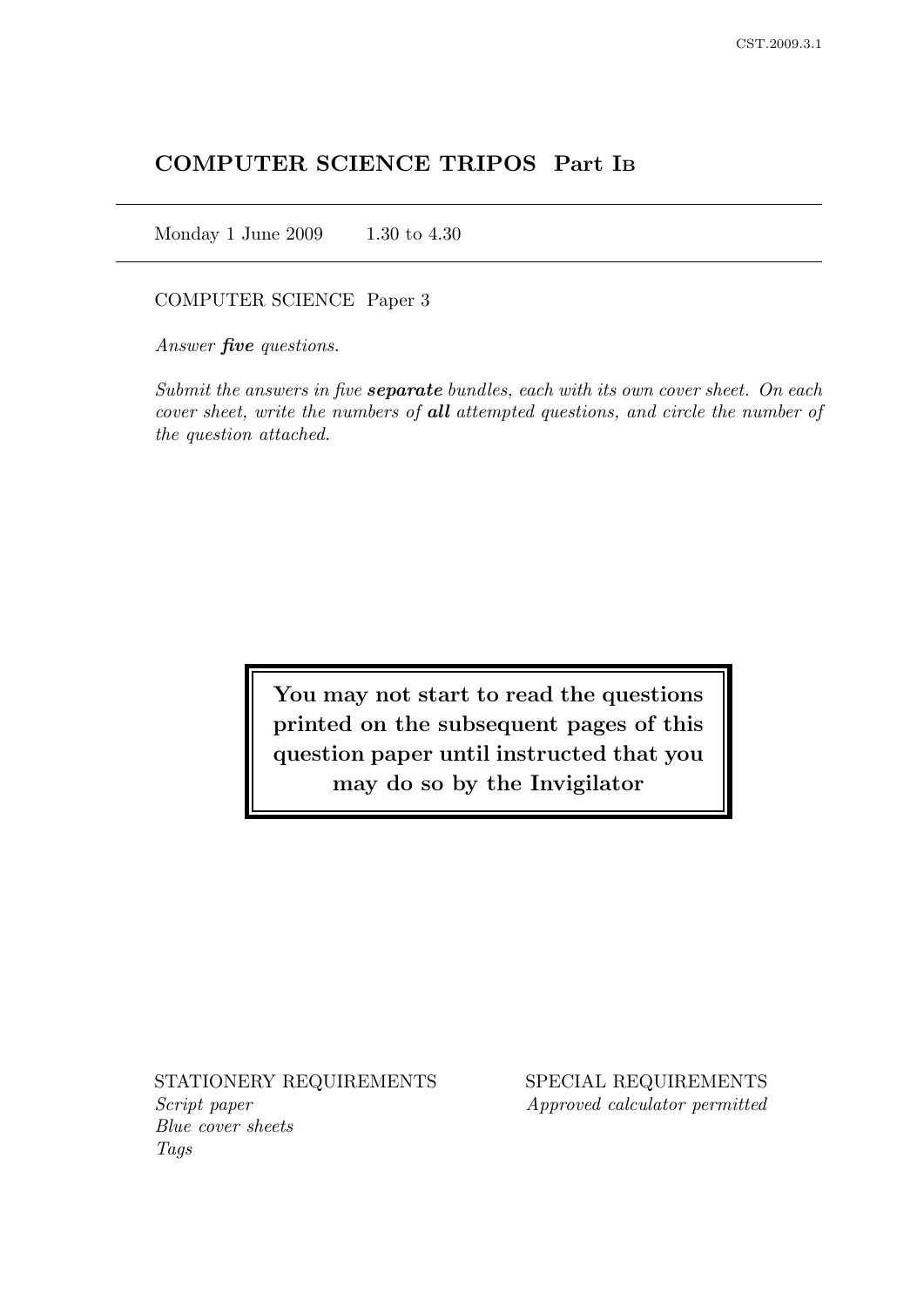# COMPUTER SCIENCE TRIPOS Part IB

Monday 1 June 2009 1.30 to 4.30

COMPUTER SCIENCE Paper 3

*Answer **five** questions.*

*Submit the answers in five **separate** bundles, each with its own cover sheet. On each cover sheet, write the numbers of **all** attempted questions, and circle the number of the question attached.*

**You may not start to read the questions printed on the subsequent pages of this question paper until instructed that you may do so by the Invigilator**

STATIONERY REQUIREMENTS

*Script paper*
*Blue cover sheets*
*Tags*

SPECIAL REQUIREMENTS

*Approved calculator permitted*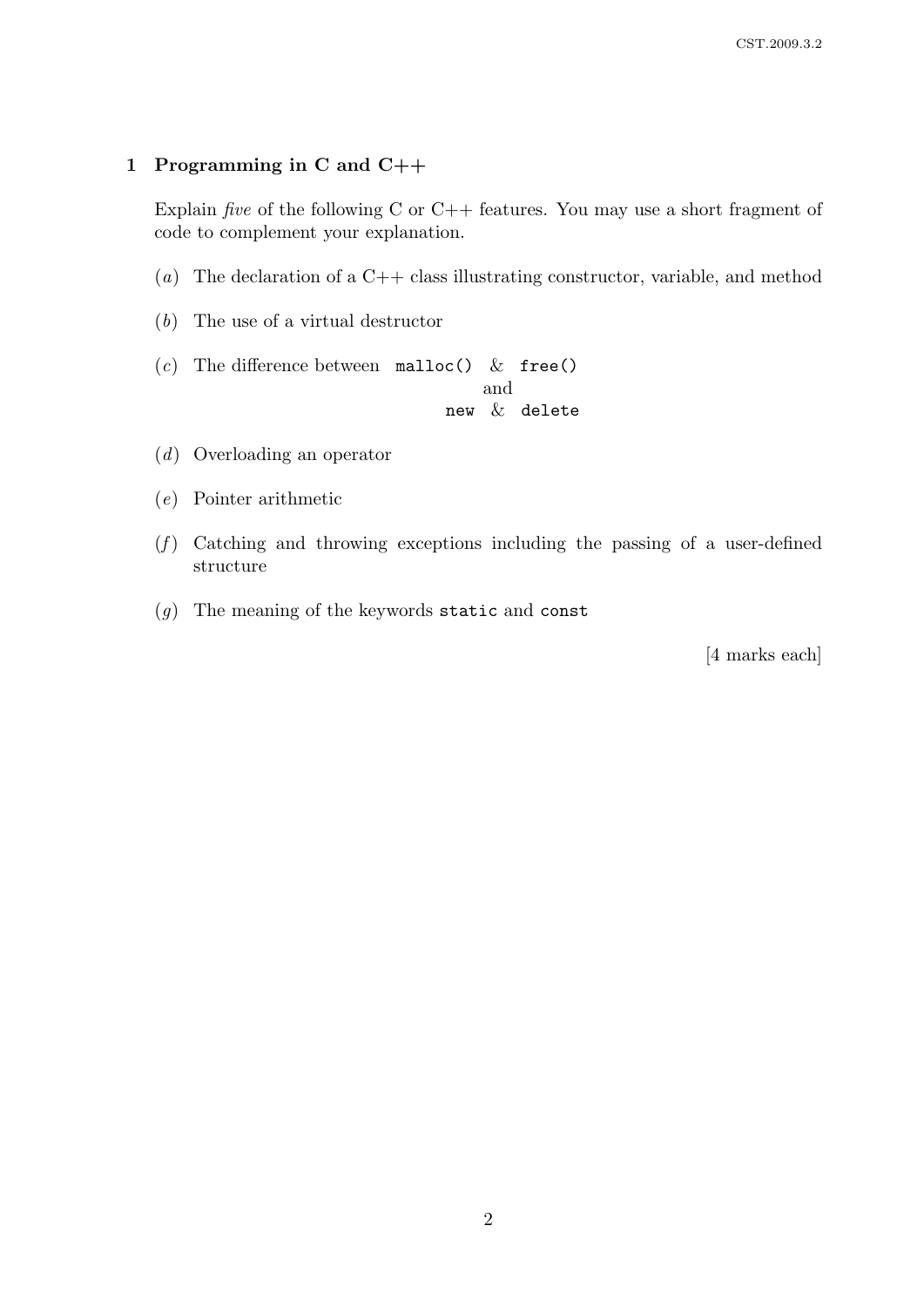## 1 Programming in C and C++

Explain *five* of the following C or C++ features. You may use a short fragment of code to complement your explanation.

(*a*) The declaration of a C++ class illustrating constructor, variable, and method

(*b*) The use of a virtual destructor

(*c*) The difference between `malloc()` & `free()` and `new` & `delete`

(*d*) Overloading an operator

(*e*) Pointer arithmetic

(*f*) Catching and throwing exceptions including the passing of a user-defined structure

(*g*) The meaning of the keywords `static` and `const`

[4 marks each]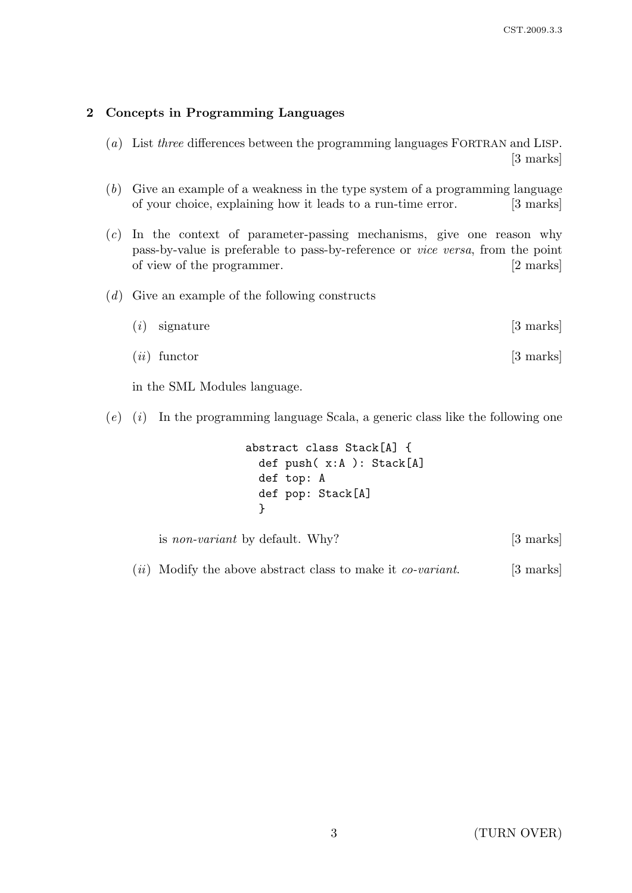## 2 Concepts in Programming Languages

(*a*) List *three* differences between the programming languages FORTRAN and LISP. [3 marks]

(*b*) Give an example of a weakness in the type system of a programming language of your choice, explaining how it leads to a run-time error. [3 marks]

(*c*) In the context of parameter-passing mechanisms, give one reason why pass-by-value is preferable to pass-by-reference or *vice versa*, from the point of view of the programmer. [2 marks]

(*d*) Give an example of the following constructs

(*i*) signature [3 marks]

(*ii*) functor [3 marks]

in the SML Modules language.

(*e*) (*i*) In the programming language Scala, a generic class like the following one

```
abstract class Stack[A] {
  def push( x:A ): Stack[A]
  def top: A
  def pop: Stack[A]
  }
```

is *non-variant* by default. Why? [3 marks]

(*ii*) Modify the above abstract class to make it *co-variant*. [3 marks]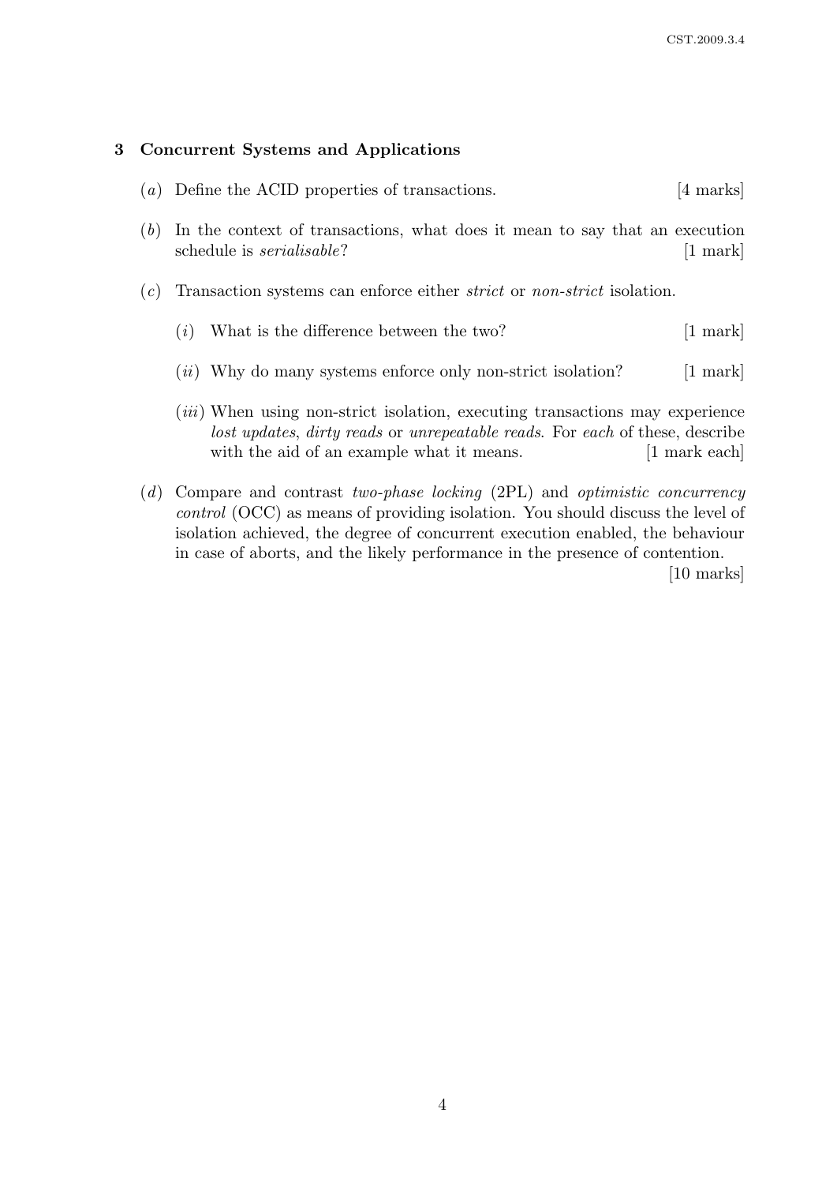## 3 Concurrent Systems and Applications

(*a*) Define the ACID properties of transactions. [4 marks]

(*b*) In the context of transactions, what does it mean to say that an execution schedule is *serialisable*? [1 mark]

(*c*) Transaction systems can enforce either *strict* or *non-strict* isolation.

  (*i*) What is the difference between the two? [1 mark]

  (*ii*) Why do many systems enforce only non-strict isolation? [1 mark]

  (*iii*) When using non-strict isolation, executing transactions may experience *lost updates*, *dirty reads* or *unrepeatable reads*. For *each* of these, describe with the aid of an example what it means. [1 mark each]

(*d*) Compare and contrast *two-phase locking* (2PL) and *optimistic concurrency control* (OCC) as means of providing isolation. You should discuss the level of isolation achieved, the degree of concurrent execution enabled, the behaviour in case of aborts, and the likely performance in the presence of contention. [10 marks]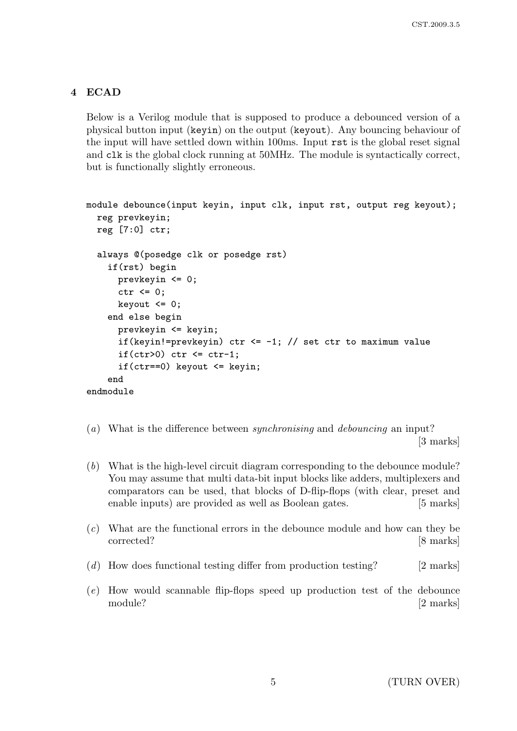## 4 ECAD

Below is a Verilog module that is supposed to produce a debounced version of a physical button input (`keyin`) on the output (`keyout`). Any bouncing behaviour of the input will have settled down within 100ms. Input `rst` is the global reset signal and `clk` is the global clock running at 50MHz. The module is syntactically correct, but is functionally slightly erroneous.

```
module debounce(input keyin, input clk, input rst, output reg keyout);
  reg prevkeyin;
  reg [7:0] ctr;

  always @(posedge clk or posedge rst)
    if(rst) begin
      prevkeyin <= 0;
      ctr <= 0;
      keyout <= 0;
    end else begin
      prevkeyin <= keyin;
      if(keyin!=prevkeyin) ctr <= -1; // set ctr to maximum value
      if(ctr>0) ctr <= ctr-1;
      if(ctr==0) keyout <= keyin;
    end
endmodule
```

(*a*) What is the difference between *synchronising* and *debouncing* an input? [3 marks]

(*b*) What is the high-level circuit diagram corresponding to the debounce module? You may assume that multi data-bit input blocks like adders, multiplexers and comparators can be used, that blocks of D-flip-flops (with clear, preset and enable inputs) are provided as well as Boolean gates. [5 marks]

(*c*) What are the functional errors in the debounce module and how can they be corrected? [8 marks]

(*d*) How does functional testing differ from production testing? [2 marks]

(*e*) How would scannable flip-flops speed up production test of the debounce module? [2 marks]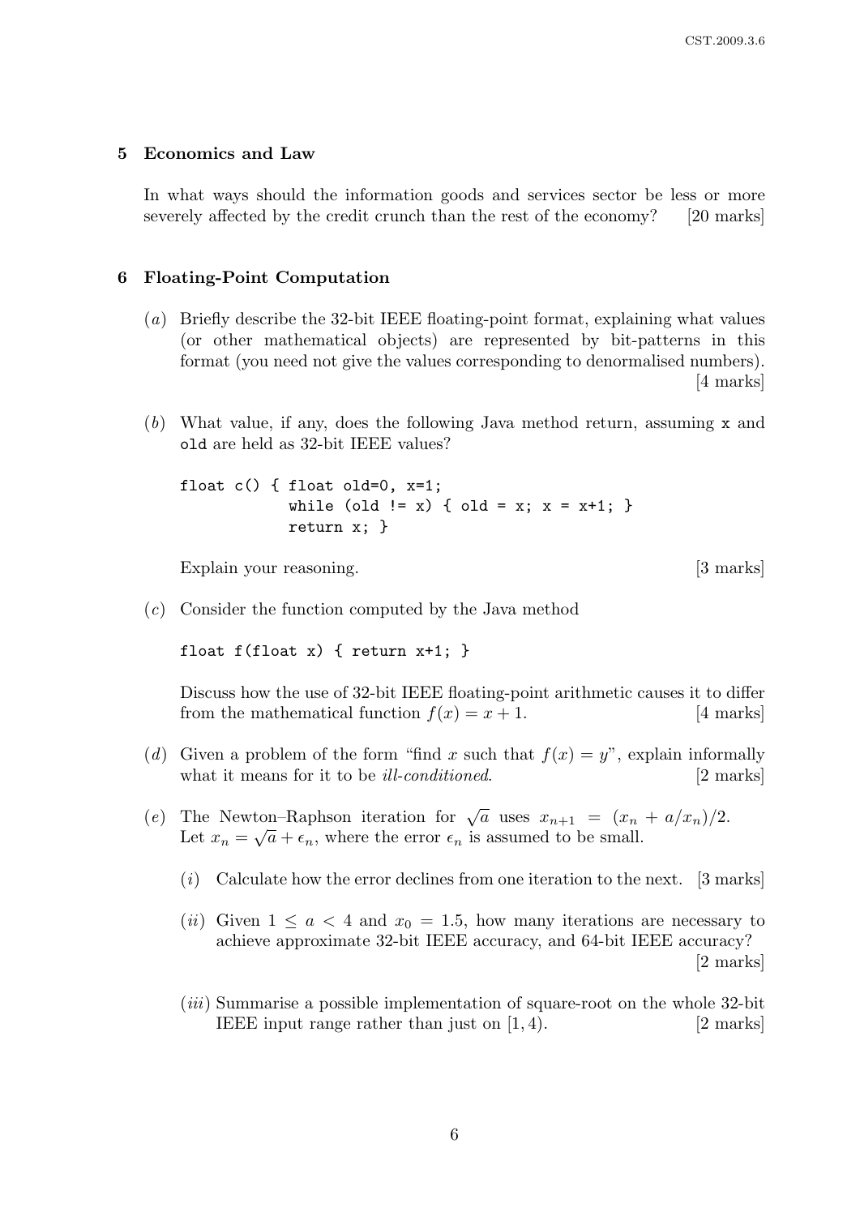## 5 Economics and Law

In what ways should the information goods and services sector be less or more severely affected by the credit crunch than the rest of the economy? [20 marks]

## 6 Floating-Point Computation

(*a*) Briefly describe the 32-bit IEEE floating-point format, explaining what values (or other mathematical objects) are represented by bit-patterns in this format (you need not give the values corresponding to denormalised numbers). [4 marks]

(*b*) What value, if any, does the following Java method return, assuming `x` and `old` are held as 32-bit IEEE values?

```
float c() { float old=0, x=1;
            while (old != x) { old = x; x = x+1; }
            return x; }
```

Explain your reasoning. [3 marks]

(*c*) Consider the function computed by the Java method

```
float f(float x) { return x+1; }
```

Discuss how the use of 32-bit IEEE floating-point arithmetic causes it to differ from the mathematical function $f(x) = x + 1$. [4 marks]

(*d*) Given a problem of the form "find $x$ such that $f(x) = y$", explain informally what it means for it to be *ill-conditioned*. [2 marks]

(*e*) The Newton–Raphson iteration for $\sqrt{a}$ uses $x_{n+1} = (x_n + a/x_n)/2$. Let $x_n = \sqrt{a} + \epsilon_n$, where the error $\epsilon_n$ is assumed to be small.

(*i*) Calculate how the error declines from one iteration to the next. [3 marks]

(*ii*) Given $1 \leq a < 4$ and $x_0 = 1.5$, how many iterations are necessary to achieve approximate 32-bit IEEE accuracy, and 64-bit IEEE accuracy? [2 marks]

(*iii*) Summarise a possible implementation of square-root on the whole 32-bit IEEE input range rather than just on $[1, 4)$. [2 marks]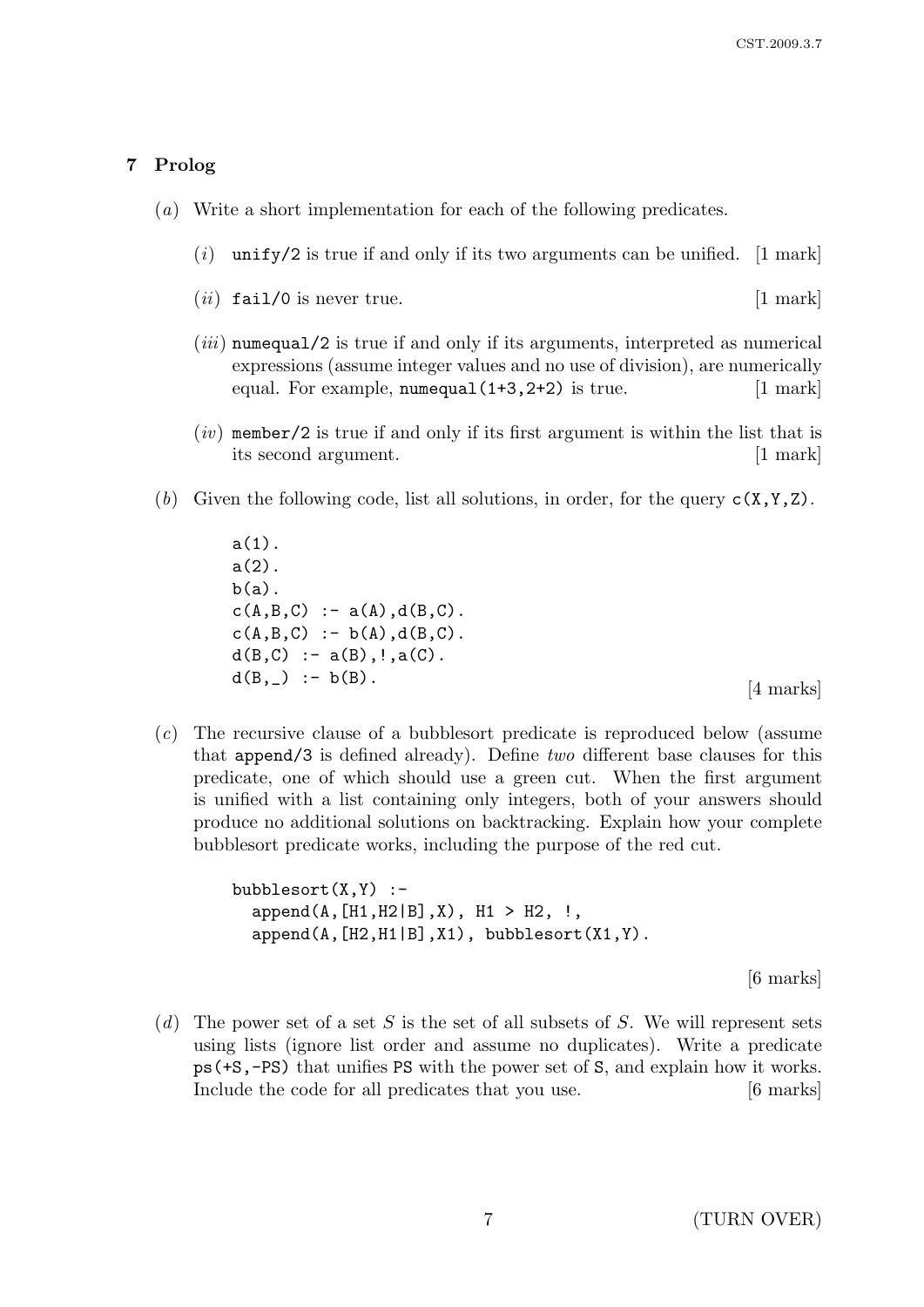## 7 Prolog

(*a*) Write a short implementation for each of the following predicates.

(*i*) `unify/2` is true if and only if its two arguments can be unified. [1 mark]

(*ii*) `fail/0` is never true. [1 mark]

(*iii*) `numequal/2` is true if and only if its arguments, interpreted as numerical expressions (assume integer values and no use of division), are numerically equal. For example, `numequal(1+3,2+2)` is true. [1 mark]

(*iv*) `member/2` is true if and only if its first argument is within the list that is its second argument. [1 mark]

(*b*) Given the following code, list all solutions, in order, for the query `c(X,Y,Z)`.

```
a(1).
a(2).
b(a).
c(A,B,C) :- a(A),d(B,C).
c(A,B,C) :- b(A),d(B,C).
d(B,C) :- a(B),!,a(C).
d(B,_) :- b(B).
```

[4 marks]

(*c*) The recursive clause of a bubblesort predicate is reproduced below (assume that `append/3` is defined already). Define *two* different base clauses for this predicate, one of which should use a green cut. When the first argument is unified with a list containing only integers, both of your answers should produce no additional solutions on backtracking. Explain how your complete bubblesort predicate works, including the purpose of the red cut.

```
bubblesort(X,Y) :-
  append(A,[H1,H2|B],X), H1 > H2, !,
  append(A,[H2,H1|B],X1), bubblesort(X1,Y).
```

[6 marks]

(*d*) The power set of a set $S$ is the set of all subsets of $S$. We will represent sets using lists (ignore list order and assume no duplicates). Write a predicate `ps(+S,-PS)` that unifies `PS` with the power set of `S`, and explain how it works. Include the code for all predicates that you use. [6 marks]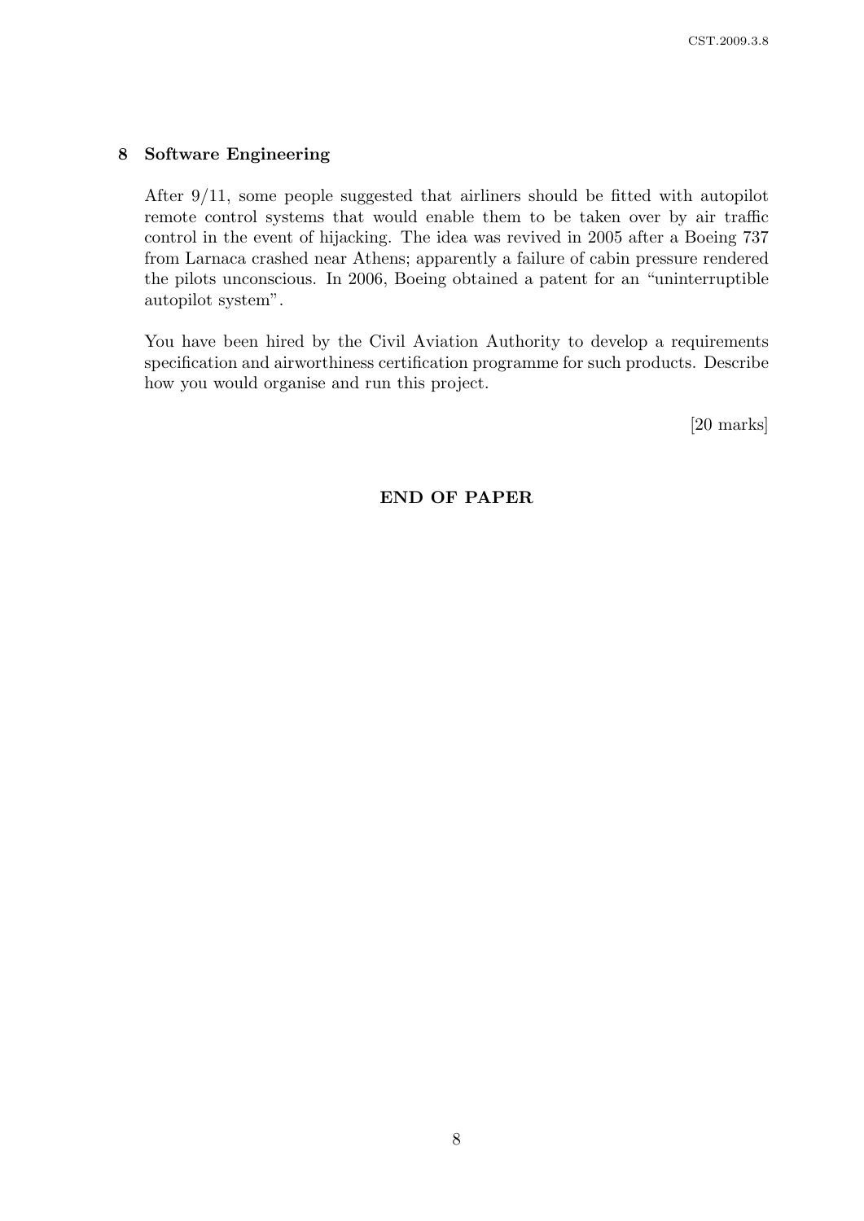## 8 Software Engineering

After 9/11, some people suggested that airliners should be fitted with autopilot remote control systems that would enable them to be taken over by air traffic control in the event of hijacking. The idea was revived in 2005 after a Boeing 737 from Larnaca crashed near Athens; apparently a failure of cabin pressure rendered the pilots unconscious. In 2006, Boeing obtained a patent for an "uninterruptible autopilot system".

You have been hired by the Civil Aviation Authority to develop a requirements specification and airworthiness certification programme for such products. Describe how you would organise and run this project.

[20 marks]

**END OF PAPER**